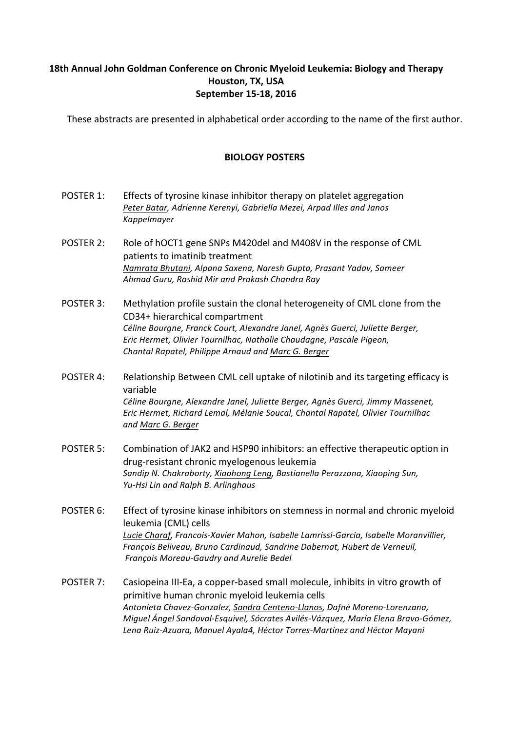**18th Annual John Goldman Conference on Chronic Myeloid Leukemia: Biology and Therapy**
**Houston, TX, USA**
**September 15-18, 2016**

These abstracts are presented in alphabetical order according to the name of the first author.

## BIOLOGY POSTERS

POSTER 1: Effects of tyrosine kinase inhibitor therapy on platelet aggregation
*Peter Batar, Adrienne Kerenyi, Gabriella Mezei, Arpad Illes and Janos Kappelmayer*

POSTER 2: Role of hOCT1 gene SNPs M420del and M408V in the response of CML patients to imatinib treatment
*Namrata Bhutani, Alpana Saxena, Naresh Gupta, Prasant Yadav, Sameer Ahmad Guru, Rashid Mir and Prakash Chandra Ray*

POSTER 3: Methylation profile sustain the clonal heterogeneity of CML clone from the CD34+ hierarchical compartment
*Céline Bourgne, Franck Court, Alexandre Janel, Agnès Guerci, Juliette Berger, Eric Hermet, Olivier Tournilhac, Nathalie Chaudagne, Pascale Pigeon, Chantal Rapatel, Philippe Arnaud and Marc G. Berger*

POSTER 4: Relationship Between CML cell uptake of nilotinib and its targeting efficacy is variable
*Céline Bourgne, Alexandre Janel, Juliette Berger, Agnès Guerci, Jimmy Massenet, Eric Hermet, Richard Lemal, Mélanie Soucal, Chantal Rapatel, Olivier Tournilhac and Marc G. Berger*

POSTER 5: Combination of JAK2 and HSP90 inhibitors: an effective therapeutic option in drug-resistant chronic myelogenous leukemia
*Sandip N. Chakraborty, Xiaohong Leng, Bastianella Perazzona, Xiaoping Sun, Yu-Hsi Lin and Ralph B. Arlinghaus*

POSTER 6: Effect of tyrosine kinase inhibitors on stemness in normal and chronic myeloid leukemia (CML) cells
*Lucie Charaf, Francois-Xavier Mahon, Isabelle Lamrissi-Garcia, Isabelle Moranvillier, François Beliveau, Bruno Cardinaud, Sandrine Dabernat, Hubert de Verneuil, François Moreau-Gaudry and Aurelie Bedel*

POSTER 7: Casiopeina III-Ea, a copper-based small molecule, inhibits in vitro growth of primitive human chronic myeloid leukemia cells
*Antonieta Chavez-Gonzalez, Sandra Centeno-Llanos, Dafné Moreno-Lorenzana, Miguel Ángel Sandoval-Esquivel, Sócrates Avilés-Vázquez, María Elena Bravo-Gómez, Lena Ruiz-Azuara, Manuel Ayala4, Héctor Torres-Martínez and Héctor Mayani*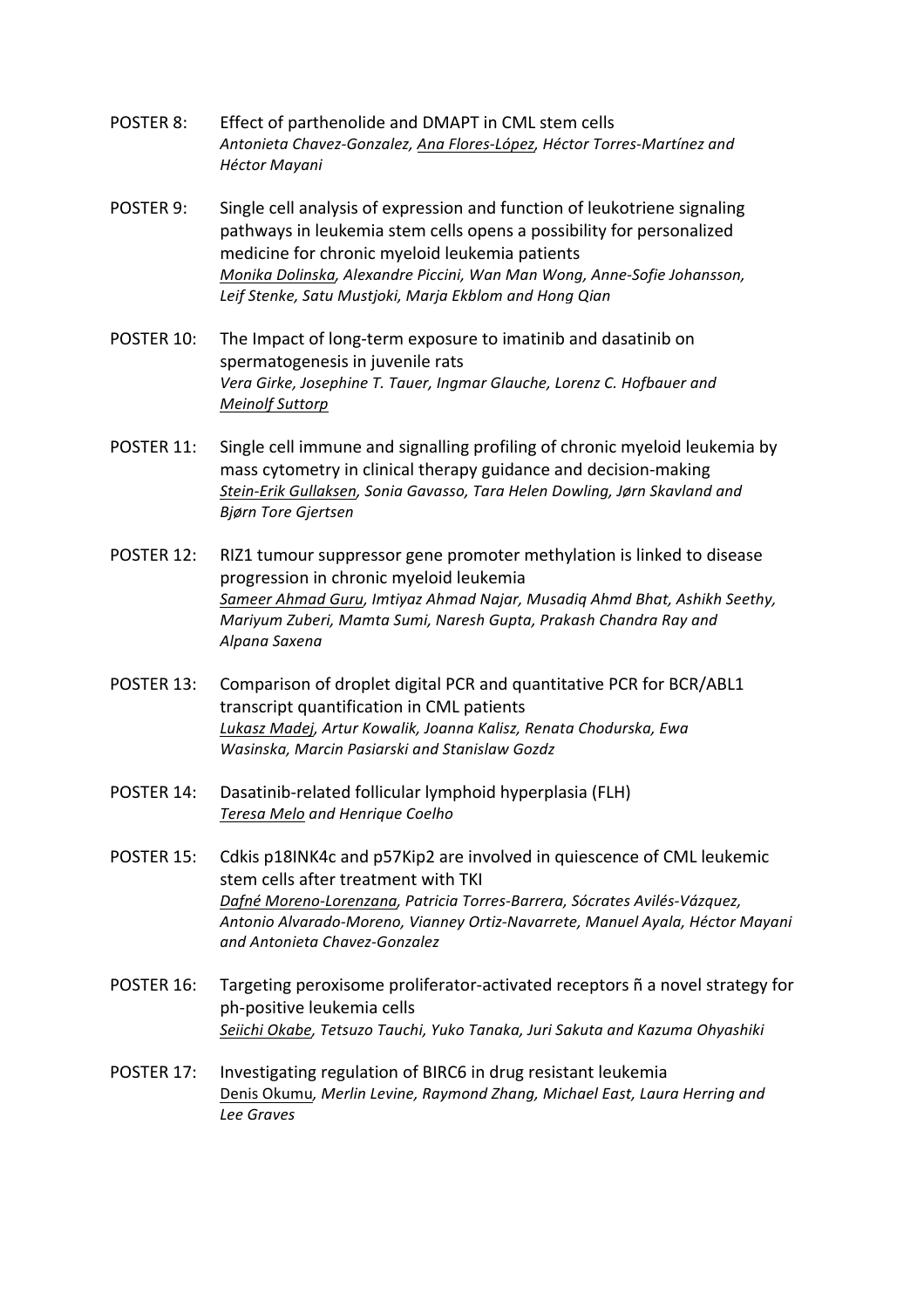POSTER 8: Effect of parthenolide and DMAPT in CML stem cells
*Antonieta Chavez-Gonzalez, Ana Flores-López, Héctor Torres-Martínez and Héctor Mayani*

POSTER 9: Single cell analysis of expression and function of leukotriene signaling pathways in leukemia stem cells opens a possibility for personalized medicine for chronic myeloid leukemia patients
*Monika Dolinska, Alexandre Piccini, Wan Man Wong, Anne-Sofie Johansson, Leif Stenke, Satu Mustjoki, Marja Ekblom and Hong Qian*

POSTER 10: The Impact of long-term exposure to imatinib and dasatinib on spermatogenesis in juvenile rats
*Vera Girke, Josephine T. Tauer, Ingmar Glauche, Lorenz C. Hofbauer and Meinolf Suttorp*

POSTER 11: Single cell immune and signalling profiling of chronic myeloid leukemia by mass cytometry in clinical therapy guidance and decision-making
*Stein-Erik Gullaksen, Sonia Gavasso, Tara Helen Dowling, Jørn Skavland and Bjørn Tore Gjertsen*

POSTER 12: RIZ1 tumour suppressor gene promoter methylation is linked to disease progression in chronic myeloid leukemia
*Sameer Ahmad Guru, Imtiyaz Ahmad Najar, Musadiq Ahmd Bhat, Ashikh Seethy, Mariyum Zuberi, Mamta Sumi, Naresh Gupta, Prakash Chandra Ray and Alpana Saxena*

POSTER 13: Comparison of droplet digital PCR and quantitative PCR for BCR/ABL1 transcript quantification in CML patients
*Lukasz Madej, Artur Kowalik, Joanna Kalisz, Renata Chodurska, Ewa Wasinska, Marcin Pasiarski and Stanislaw Gozdz*

POSTER 14: Dasatinib-related follicular lymphoid hyperplasia (FLH)
*Teresa Melo and Henrique Coelho*

POSTER 15: Cdkis p18INK4c and p57Kip2 are involved in quiescence of CML leukemic stem cells after treatment with TKI
*Dafné Moreno-Lorenzana, Patricia Torres-Barrera, Sócrates Avilés-Vázquez, Antonio Alvarado-Moreno, Vianney Ortiz-Navarrete, Manuel Ayala, Héctor Mayani and Antonieta Chavez-Gonzalez*

POSTER 16: Targeting peroxisome proliferator-activated receptors ñ a novel strategy for ph-positive leukemia cells
*Seiichi Okabe, Tetsuzo Tauchi, Yuko Tanaka, Juri Sakuta and Kazuma Ohyashiki*

POSTER 17: Investigating regulation of BIRC6 in drug resistant leukemia
Denis Okumu, *Merlin Levine, Raymond Zhang, Michael East, Laura Herring and Lee Graves*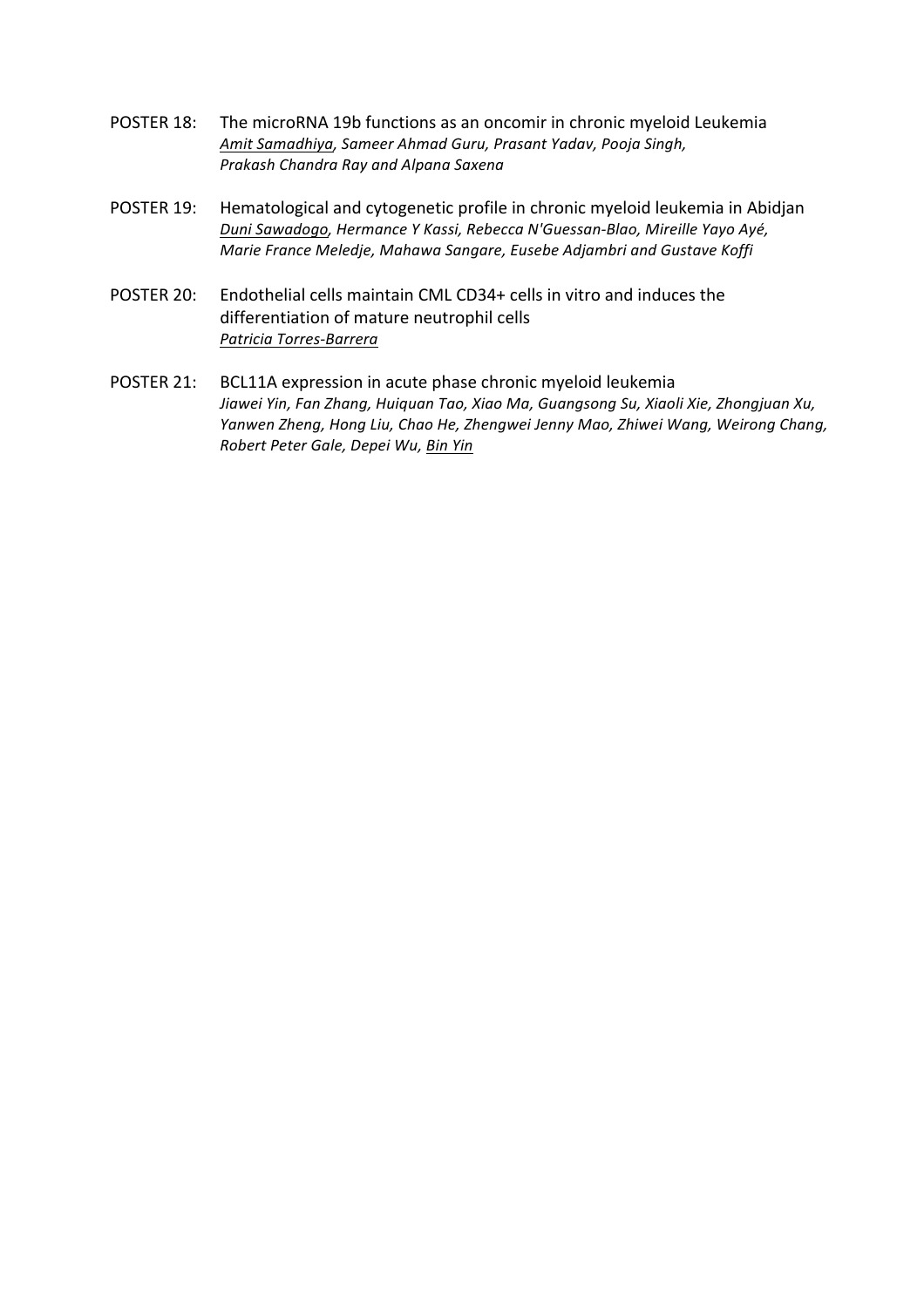POSTER 18: The microRNA 19b functions as an oncomir in chronic myeloid Leukemia
*Amit Samadhiya, Sameer Ahmad Guru, Prasant Yadav, Pooja Singh, Prakash Chandra Ray and Alpana Saxena*

POSTER 19: Hematological and cytogenetic profile in chronic myeloid leukemia in Abidjan
*Duni Sawadogo, Hermance Y Kassi, Rebecca N'Guessan-Blao, Mireille Yayo Ayé, Marie France Meledje, Mahawa Sangare, Eusebe Adjambri and Gustave Koffi*

POSTER 20: Endothelial cells maintain CML CD34+ cells in vitro and induces the differentiation of mature neutrophil cells
*Patricia Torres-Barrera*

POSTER 21: BCL11A expression in acute phase chronic myeloid leukemia
*Jiawei Yin, Fan Zhang, Huiquan Tao, Xiao Ma, Guangsong Su, Xiaoli Xie, Zhongjuan Xu, Yanwen Zheng, Hong Liu, Chao He, Zhengwei Jenny Mao, Zhiwei Wang, Weirong Chang, Robert Peter Gale, Depei Wu, Bin Yin*